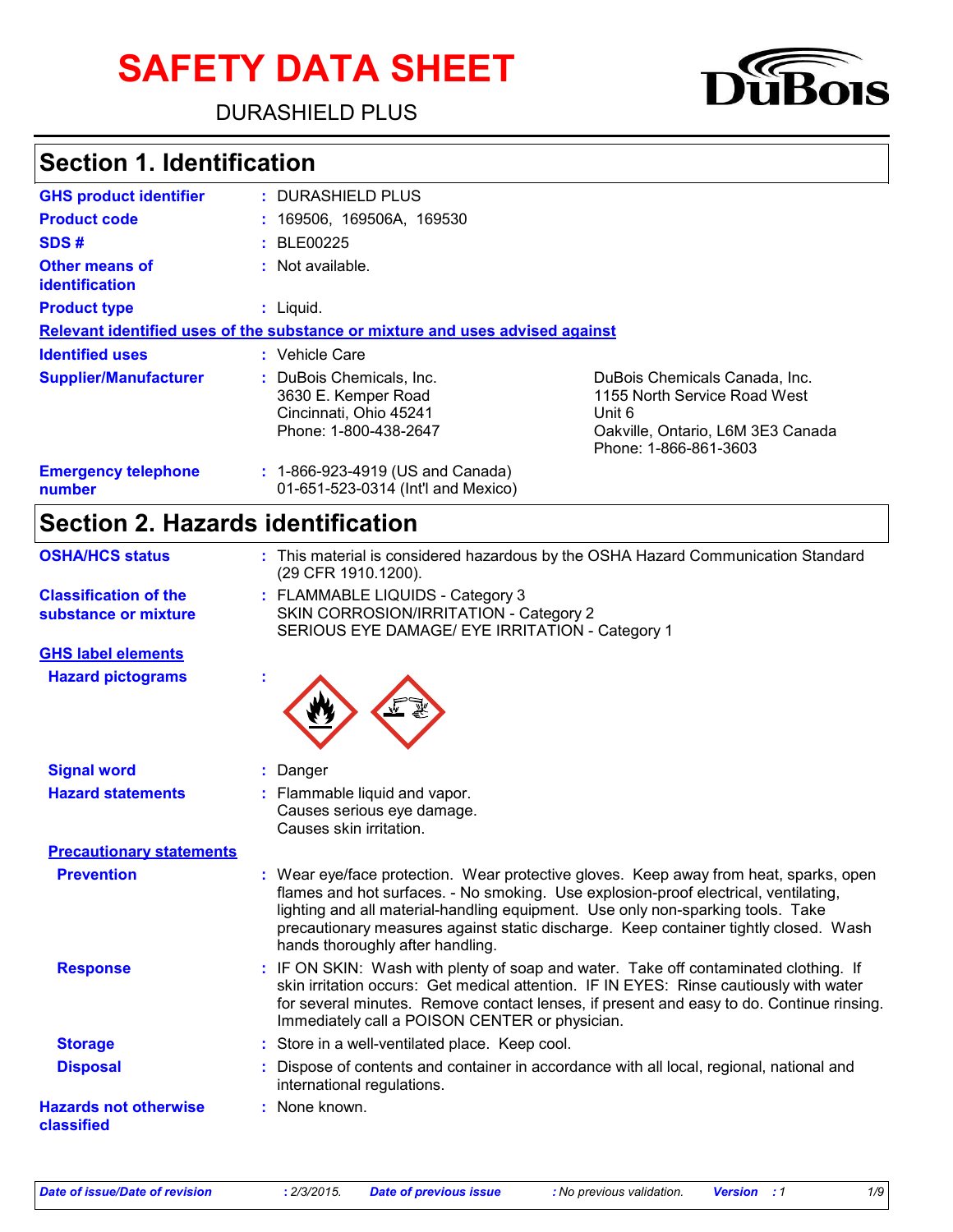# SAFETY DATA SHEET

DURASHIELD PLUS

DuBois

## Section 1. Identification

| | |
|---|---|
| **GHS product identifier** | : DURASHIELD PLUS |
| **Product code** | : 169506, 169506A, 169530 |
| **SDS #** | : BLE00225 |
| **Other means of identification** | : Not available. |
| **Product type** | : Liquid. |

**Relevant identified uses of the substance or mixture and uses advised against**

| | | |
|---|---|---|
| **Identified uses** | : Vehicle Care | |
| **Supplier/Manufacturer** | : DuBois Chemicals, Inc.<br>3630 E. Kemper Road<br>Cincinnati, Ohio 45241<br>Phone: 1-800-438-2647 | DuBois Chemicals Canada, Inc.<br>1155 North Service Road West<br>Unit 6<br>Oakville, Ontario, L6M 3E3 Canada<br>Phone: 1-866-861-3603 |
| **Emergency telephone number** | : 1-866-923-4919 (US and Canada)<br>01-651-523-0314 (Int'l and Mexico) | |

## Section 2. Hazards identification

| | |
|---|---|
| **OSHA/HCS status** | : This material is considered hazardous by the OSHA Hazard Communication Standard (29 CFR 1910.1200). |
| **Classification of the substance or mixture** | : FLAMMABLE LIQUIDS - Category 3<br>SKIN CORROSION/IRRITATION - Category 2<br>SERIOUS EYE DAMAGE/ EYE IRRITATION - Category 1 |

**GHS label elements**

| | |
|---|---|
| **Hazard pictograms** | : |
| **Signal word** | : Danger |
| **Hazard statements** | : Flammable liquid and vapor.<br>Causes serious eye damage.<br>Causes skin irritation. |

**Precautionary statements**

| | |
|---|---|
| **Prevention** | : Wear eye/face protection. Wear protective gloves. Keep away from heat, sparks, open flames and hot surfaces. - No smoking. Use explosion-proof electrical, ventilating, lighting and all material-handling equipment. Use only non-sparking tools. Take precautionary measures against static discharge. Keep container tightly closed. Wash hands thoroughly after handling. |
| **Response** | : IF ON SKIN: Wash with plenty of soap and water. Take off contaminated clothing. If skin irritation occurs: Get medical attention. IF IN EYES: Rinse cautiously with water for several minutes. Remove contact lenses, if present and easy to do. Continue rinsing. Immediately call a POISON CENTER or physician. |
| **Storage** | : Store in a well-ventilated place. Keep cool. |
| **Disposal** | : Dispose of contents and container in accordance with all local, regional, national and international regulations. |
| **Hazards not otherwise classified** | : None known. |

*Date of issue/Date of revision* : 2/3/2015. *Date of previous issue* : No previous validation. *Version* : 1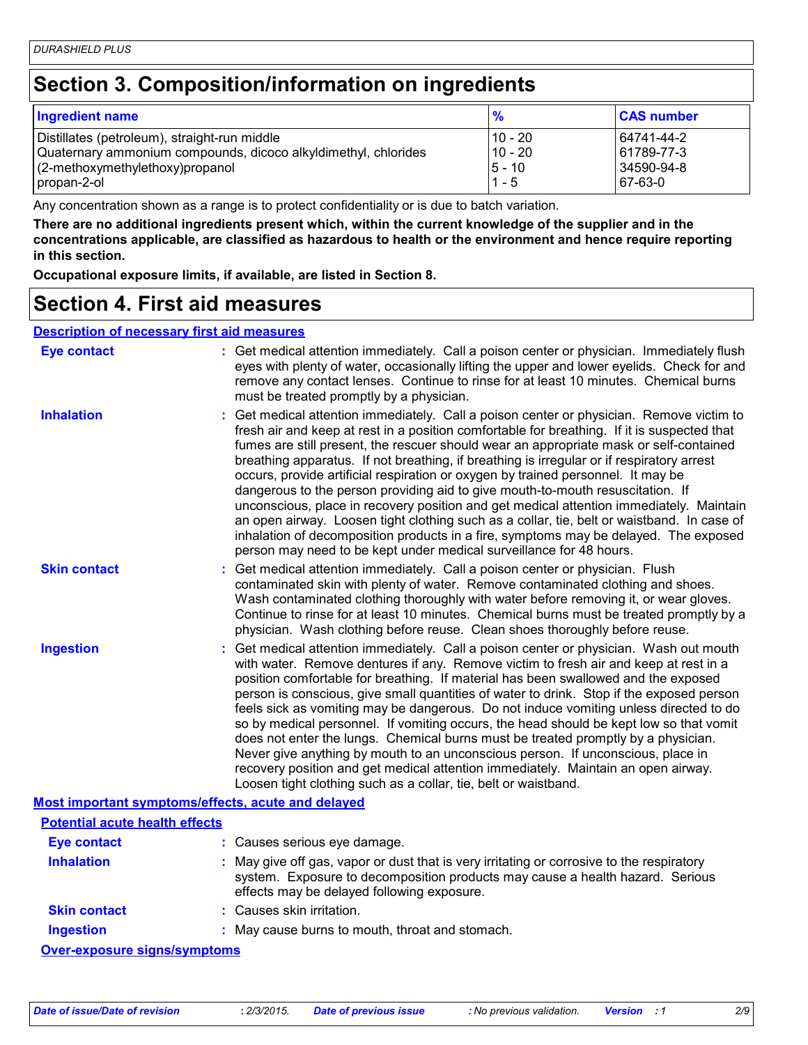# Section 3. Composition/information on ingredients

| Ingredient name | % | CAS number |
|---|---|---|
| Distillates (petroleum), straight-run middle | 10 - 20 | 64741-44-2 |
| Quaternary ammonium compounds, dicoco alkyldimethyl, chlorides | 10 - 20 | 61789-77-3 |
| (2-methoxymethylethoxy)propanol | 5 - 10 | 34590-94-8 |
| propan-2-ol | 1 - 5 | 67-63-0 |

Any concentration shown as a range is to protect confidentiality or is due to batch variation.

**There are no additional ingredients present which, within the current knowledge of the supplier and in the concentrations applicable, are classified as hazardous to health or the environment and hence require reporting in this section.**

**Occupational exposure limits, if available, are listed in Section 8.**

# Section 4. First aid measures

## Description of necessary first aid measures

**Eye contact** : Get medical attention immediately. Call a poison center or physician. Immediately flush eyes with plenty of water, occasionally lifting the upper and lower eyelids. Check for and remove any contact lenses. Continue to rinse for at least 10 minutes. Chemical burns must be treated promptly by a physician.

**Inhalation** : Get medical attention immediately. Call a poison center or physician. Remove victim to fresh air and keep at rest in a position comfortable for breathing. If it is suspected that fumes are still present, the rescuer should wear an appropriate mask or self-contained breathing apparatus. If not breathing, if breathing is irregular or if respiratory arrest occurs, provide artificial respiration or oxygen by trained personnel. It may be dangerous to the person providing aid to give mouth-to-mouth resuscitation. If unconscious, place in recovery position and get medical attention immediately. Maintain an open airway. Loosen tight clothing such as a collar, tie, belt or waistband. In case of inhalation of decomposition products in a fire, symptoms may be delayed. The exposed person may need to be kept under medical surveillance for 48 hours.

**Skin contact** : Get medical attention immediately. Call a poison center or physician. Flush contaminated skin with plenty of water. Remove contaminated clothing and shoes. Wash contaminated clothing thoroughly with water before removing it, or wear gloves. Continue to rinse for at least 10 minutes. Chemical burns must be treated promptly by a physician. Wash clothing before reuse. Clean shoes thoroughly before reuse.

**Ingestion** : Get medical attention immediately. Call a poison center or physician. Wash out mouth with water. Remove dentures if any. Remove victim to fresh air and keep at rest in a position comfortable for breathing. If material has been swallowed and the exposed person is conscious, give small quantities of water to drink. Stop if the exposed person feels sick as vomiting may be dangerous. Do not induce vomiting unless directed to do so by medical personnel. If vomiting occurs, the head should be kept low so that vomit does not enter the lungs. Chemical burns must be treated promptly by a physician. Never give anything by mouth to an unconscious person. If unconscious, place in recovery position and get medical attention immediately. Maintain an open airway. Loosen tight clothing such as a collar, tie, belt or waistband.

## Most important symptoms/effects, acute and delayed

### Potential acute health effects

**Eye contact** : Causes serious eye damage.

**Inhalation** : May give off gas, vapor or dust that is very irritating or corrosive to the respiratory system. Exposure to decomposition products may cause a health hazard. Serious effects may be delayed following exposure.

**Skin contact** : Causes skin irritation.

**Ingestion** : May cause burns to mouth, throat and stomach.

### Over-exposure signs/symptoms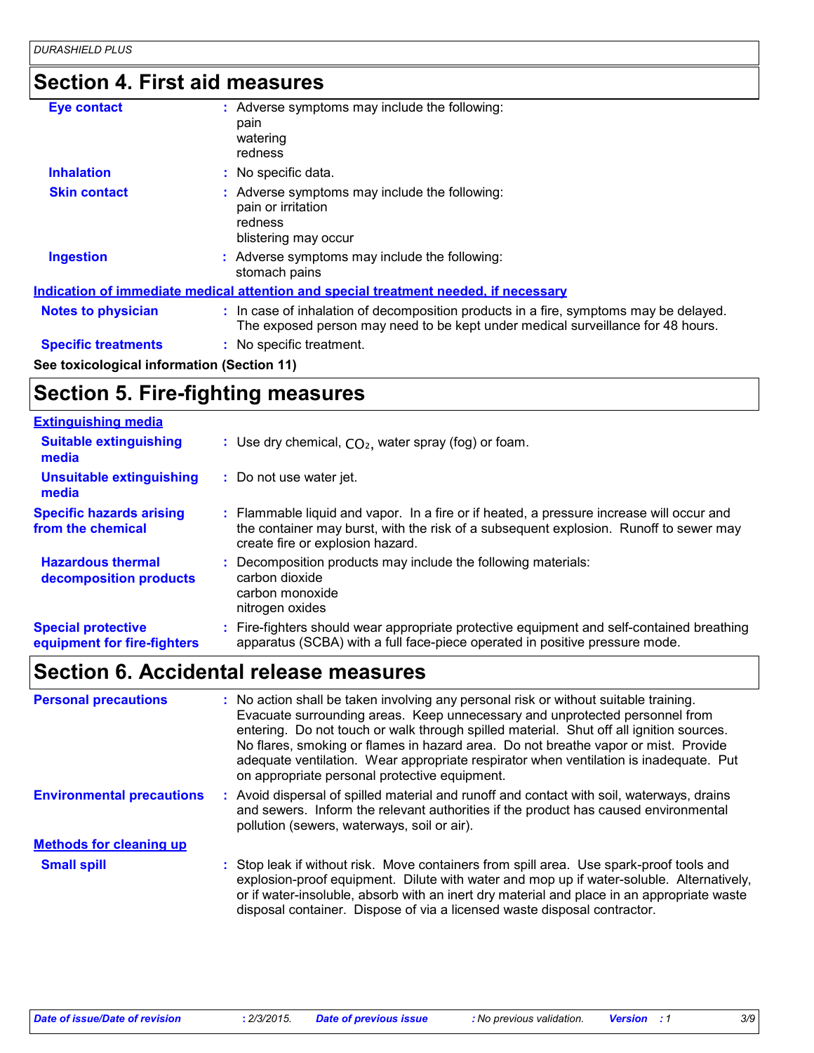## Section 4. First aid measures

| | | |
|---|---|---|
| **Eye contact** | : | Adverse symptoms may include the following:<br>pain<br>watering<br>redness |
| **Inhalation** | : | No specific data. |
| **Skin contact** | : | Adverse symptoms may include the following:<br>pain or irritation<br>redness<br>blistering may occur |
| **Ingestion** | : | Adverse symptoms may include the following:<br>stomach pains |

**Indication of immediate medical attention and special treatment needed, if necessary**

| | | |
|---|---|---|
| **Notes to physician** | : | In case of inhalation of decomposition products in a fire, symptoms may be delayed. The exposed person may need to be kept under medical surveillance for 48 hours. |
| **Specific treatments** | : | No specific treatment. |

**See toxicological information (Section 11)**

## Section 5. Fire-fighting measures

**Extinguishing media**

| | | |
|---|---|---|
| **Suitable extinguishing media** | : | Use dry chemical, $CO_2$, water spray (fog) or foam. |
| **Unsuitable extinguishing media** | : | Do not use water jet. |
| **Specific hazards arising from the chemical** | : | Flammable liquid and vapor. In a fire or if heated, a pressure increase will occur and the container may burst, with the risk of a subsequent explosion. Runoff to sewer may create fire or explosion hazard. |
| **Hazardous thermal decomposition products** | : | Decomposition products may include the following materials:<br>carbon dioxide<br>carbon monoxide<br>nitrogen oxides |
| **Special protective equipment for fire-fighters** | : | Fire-fighters should wear appropriate protective equipment and self-contained breathing apparatus (SCBA) with a full face-piece operated in positive pressure mode. |

## Section 6. Accidental release measures

| | | |
|---|---|---|
| **Personal precautions** | : | No action shall be taken involving any personal risk or without suitable training. Evacuate surrounding areas. Keep unnecessary and unprotected personnel from entering. Do not touch or walk through spilled material. Shut off all ignition sources. No flares, smoking or flames in hazard area. Do not breathe vapor or mist. Provide adequate ventilation. Wear appropriate respirator when ventilation is inadequate. Put on appropriate personal protective equipment. |
| **Environmental precautions** | : | Avoid dispersal of spilled material and runoff and contact with soil, waterways, drains and sewers. Inform the relevant authorities if the product has caused environmental pollution (sewers, waterways, soil or air). |

**Methods for cleaning up**

| | | |
|---|---|---|
| **Small spill** | : | Stop leak if without risk. Move containers from spill area. Use spark-proof tools and explosion-proof equipment. Dilute with water and mop up if water-soluble. Alternatively, or if water-insoluble, absorb with an inert dry material and place in an appropriate waste disposal container. Dispose of via a licensed waste disposal contractor. |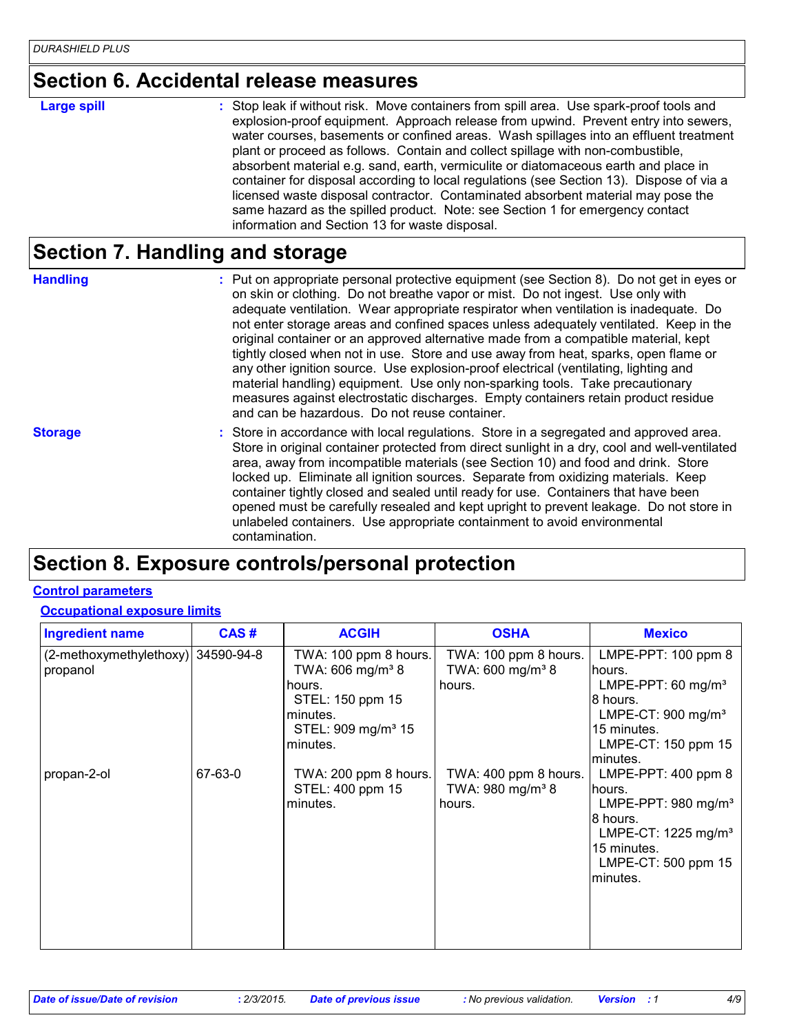## Section 6. Accidental release measures

**Large spill** : Stop leak if without risk. Move containers from spill area. Use spark-proof tools and explosion-proof equipment. Approach release from upwind. Prevent entry into sewers, water courses, basements or confined areas. Wash spillages into an effluent treatment plant or proceed as follows. Contain and collect spillage with non-combustible, absorbent material e.g. sand, earth, vermiculite or diatomaceous earth and place in container for disposal according to local regulations (see Section 13). Dispose of via a licensed waste disposal contractor. Contaminated absorbent material may pose the same hazard as the spilled product. Note: see Section 1 for emergency contact information and Section 13 for waste disposal.

## Section 7. Handling and storage

**Handling** : Put on appropriate personal protective equipment (see Section 8). Do not get in eyes or on skin or clothing. Do not breathe vapor or mist. Do not ingest. Use only with adequate ventilation. Wear appropriate respirator when ventilation is inadequate. Do not enter storage areas and confined spaces unless adequately ventilated. Keep in the original container or an approved alternative made from a compatible material, kept tightly closed when not in use. Store and use away from heat, sparks, open flame or any other ignition source. Use explosion-proof electrical (ventilating, lighting and material handling) equipment. Use only non-sparking tools. Take precautionary measures against electrostatic discharges. Empty containers retain product residue and can be hazardous. Do not reuse container.

**Storage** : Store in accordance with local regulations. Store in a segregated and approved area. Store in original container protected from direct sunlight in a dry, cool and well-ventilated area, away from incompatible materials (see Section 10) and food and drink. Store locked up. Eliminate all ignition sources. Separate from oxidizing materials. Keep container tightly closed and sealed until ready for use. Containers that have been opened must be carefully resealed and kept upright to prevent leakage. Do not store in unlabeled containers. Use appropriate containment to avoid environmental contamination.

## Section 8. Exposure controls/personal protection

### Control parameters

#### Occupational exposure limits

| Ingredient name | CAS # | ACGIH | OSHA | Mexico |
|---|---|---|---|---|
| (2-methoxymethylethoxy) propanol | 34590-94-8 | TWA: 100 ppm 8 hours.<br>TWA: 606 mg/m³ 8 hours.<br>STEL: 150 ppm 15 minutes.<br>STEL: 909 mg/m³ 15 minutes. | TWA: 100 ppm 8 hours.<br>TWA: 600 mg/m³ 8 hours. | LMPE-PPT: 100 ppm 8 hours.<br>LMPE-PPT: 60 mg/m³ 8 hours.<br>LMPE-CT: 900 mg/m³ 15 minutes.<br>LMPE-CT: 150 ppm 15 minutes. |
| propan-2-ol | 67-63-0 | TWA: 200 ppm 8 hours.<br>STEL: 400 ppm 15 minutes. | TWA: 400 ppm 8 hours.<br>TWA: 980 mg/m³ 8 hours. | LMPE-PPT: 400 ppm 8 hours.<br>LMPE-PPT: 980 mg/m³ 8 hours.<br>LMPE-CT: 1225 mg/m³ 15 minutes.<br>LMPE-CT: 500 ppm 15 minutes. |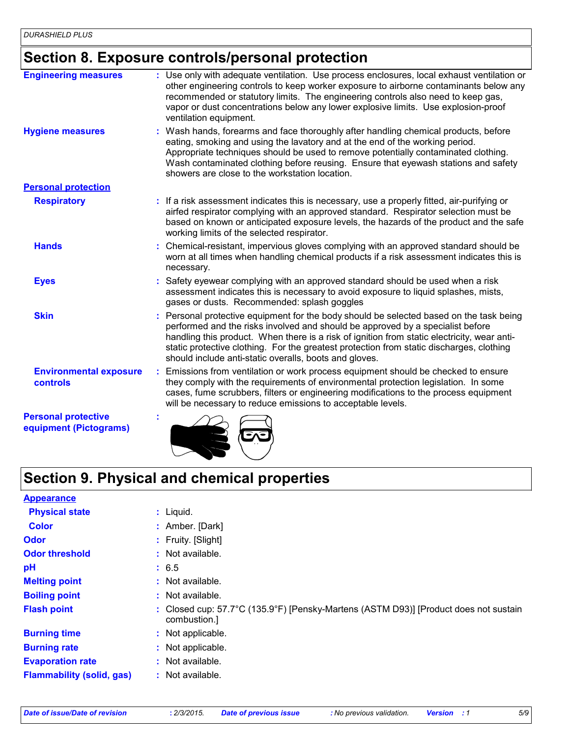## Section 8. Exposure controls/personal protection

**Engineering measures** : Use only with adequate ventilation. Use process enclosures, local exhaust ventilation or other engineering controls to keep worker exposure to airborne contaminants below any recommended or statutory limits. The engineering controls also need to keep gas, vapor or dust concentrations below any lower explosive limits. Use explosion-proof ventilation equipment.

**Hygiene measures** : Wash hands, forearms and face thoroughly after handling chemical products, before eating, smoking and using the lavatory and at the end of the working period. Appropriate techniques should be used to remove potentially contaminated clothing. Wash contaminated clothing before reusing. Ensure that eyewash stations and safety showers are close to the workstation location.

**Personal protection**

**Respiratory** : If a risk assessment indicates this is necessary, use a properly fitted, air-purifying or airfed respirator complying with an approved standard. Respirator selection must be based on known or anticipated exposure levels, the hazards of the product and the safe working limits of the selected respirator.

**Hands** : Chemical-resistant, impervious gloves complying with an approved standard should be worn at all times when handling chemical products if a risk assessment indicates this is necessary.

**Eyes** : Safety eyewear complying with an approved standard should be used when a risk assessment indicates this is necessary to avoid exposure to liquid splashes, mists, gases or dusts. Recommended: splash goggles

**Skin** : Personal protective equipment for the body should be selected based on the task being performed and the risks involved and should be approved by a specialist before handling this product. When there is a risk of ignition from static electricity, wear anti-static protective clothing. For the greatest protection from static discharges, clothing should include anti-static overalls, boots and gloves.

**Environmental exposure controls** : Emissions from ventilation or work process equipment should be checked to ensure they comply with the requirements of environmental protection legislation. In some cases, fume scrubbers, filters or engineering modifications to the process equipment will be necessary to reduce emissions to acceptable levels.

**Personal protective equipment (Pictograms)** :

## Section 9. Physical and chemical properties

**Appearance**

| | |
|---|---|
| **Physical state** | : Liquid. |
| **Color** | : Amber. [Dark] |
| **Odor** | : Fruity. [Slight] |
| **Odor threshold** | : Not available. |
| **pH** | : 6.5 |
| **Melting point** | : Not available. |
| **Boiling point** | : Not available. |
| **Flash point** | : Closed cup: 57.7°C (135.9°F) [Pensky-Martens (ASTM D93)] [Product does not sustain combustion.] |
| **Burning time** | : Not applicable. |
| **Burning rate** | : Not applicable. |
| **Evaporation rate** | : Not available. |
| **Flammability (solid, gas)** | : Not available. |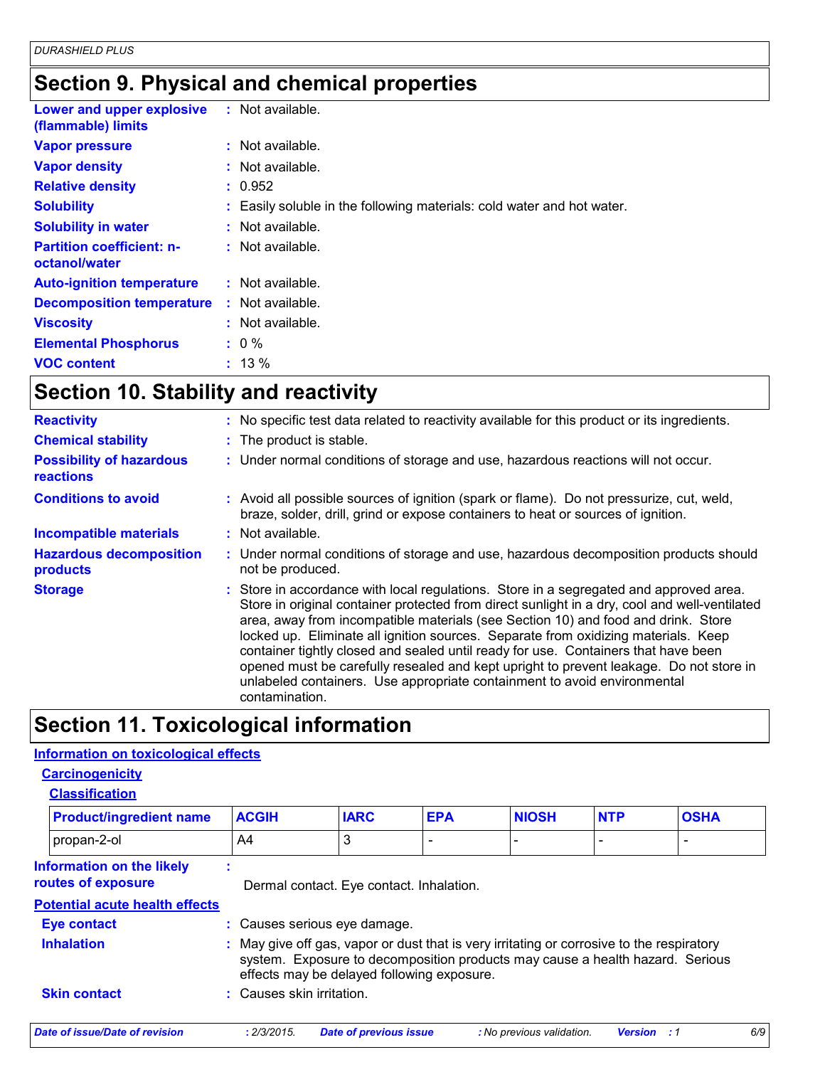## Section 9. Physical and chemical properties

| | | |
|---|---|---|
| **Lower and upper explosive (flammable) limits** | : | Not available. |
| **Vapor pressure** | : | Not available. |
| **Vapor density** | : | Not available. |
| **Relative density** | : | 0.952 |
| **Solubility** | : | Easily soluble in the following materials: cold water and hot water. |
| **Solubility in water** | : | Not available. |
| **Partition coefficient: n-octanol/water** | : | Not available. |
| **Auto-ignition temperature** | : | Not available. |
| **Decomposition temperature** | : | Not available. |
| **Viscosity** | : | Not available. |
| **Elemental Phosphorus** | : | 0 % |
| **VOC content** | : | 13 % |

## Section 10. Stability and reactivity

| | | |
|---|---|---|
| **Reactivity** | : | No specific test data related to reactivity available for this product or its ingredients. |
| **Chemical stability** | : | The product is stable. |
| **Possibility of hazardous reactions** | : | Under normal conditions of storage and use, hazardous reactions will not occur. |
| **Conditions to avoid** | : | Avoid all possible sources of ignition (spark or flame). Do not pressurize, cut, weld, braze, solder, drill, grind or expose containers to heat or sources of ignition. |
| **Incompatible materials** | : | Not available. |
| **Hazardous decomposition products** | : | Under normal conditions of storage and use, hazardous decomposition products should not be produced. |
| **Storage** | : | Store in accordance with local regulations. Store in a segregated and approved area. Store in original container protected from direct sunlight in a dry, cool and well-ventilated area, away from incompatible materials (see Section 10) and food and drink. Store locked up. Eliminate all ignition sources. Separate from oxidizing materials. Keep container tightly closed and sealed until ready for use. Containers that have been opened must be carefully resealed and kept upright to prevent leakage. Do not store in unlabeled containers. Use appropriate containment to avoid environmental contamination. |

## Section 11. Toxicological information

### Information on toxicological effects

#### Carcinogenicity

##### Classification

| Product/ingredient name | ACGIH | IARC | EPA | NIOSH | NTP | OSHA |
|---|---|---|---|---|---|---|
| propan-2-ol | A4 | 3 | - | - | - | - |

| | | |
|---|---|---|
| **Information on the likely routes of exposure** | : | Dermal contact. Eye contact. Inhalation. |

#### Potential acute health effects

| | | |
|---|---|---|
| **Eye contact** | : | Causes serious eye damage. |
| **Inhalation** | : | May give off gas, vapor or dust that is very irritating or corrosive to the respiratory system. Exposure to decomposition products may cause a health hazard. Serious effects may be delayed following exposure. |
| **Skin contact** | : | Causes skin irritation. |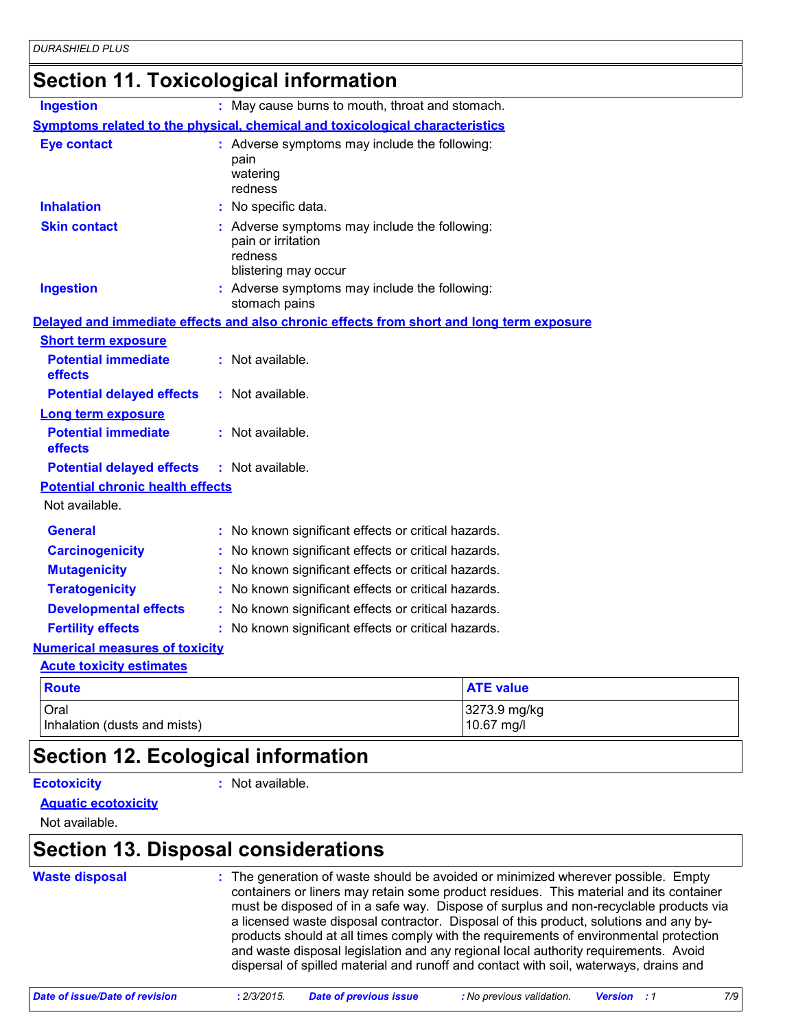## Section 11. Toxicological information

**Ingestion** : May cause burns to mouth, throat and stomach.

**Symptoms related to the physical, chemical and toxicological characteristics**

**Eye contact** : Adverse symptoms may include the following:
pain
watering
redness

**Inhalation** : No specific data.

**Skin contact** : Adverse symptoms may include the following:
pain or irritation
redness
blistering may occur

**Ingestion** : Adverse symptoms may include the following:
stomach pains

**Delayed and immediate effects and also chronic effects from short and long term exposure**

**Short term exposure**

**Potential immediate effects** : Not available.

**Potential delayed effects** : Not available.

**Long term exposure**

**Potential immediate effects** : Not available.

**Potential delayed effects** : Not available.

**Potential chronic health effects**

Not available.

**General** : No known significant effects or critical hazards.

**Carcinogenicity** : No known significant effects or critical hazards.

**Mutagenicity** : No known significant effects or critical hazards.

**Teratogenicity** : No known significant effects or critical hazards.

**Developmental effects** : No known significant effects or critical hazards.

**Fertility effects** : No known significant effects or critical hazards.

**Numerical measures of toxicity**

**Acute toxicity estimates**

| Route | ATE value |
|---|---|
| Oral | 3273.9 mg/kg |
| Inhalation (dusts and mists) | 10.67 mg/l |

## Section 12. Ecological information

**Ecotoxicity** : Not available.

**Aquatic ecotoxicity**

Not available.

## Section 13. Disposal considerations

**Waste disposal** : The generation of waste should be avoided or minimized wherever possible. Empty containers or liners may retain some product residues. This material and its container must be disposed of in a safe way. Dispose of surplus and non-recyclable products via a licensed waste disposal contractor. Disposal of this product, solutions and any by-products should at all times comply with the requirements of environmental protection and waste disposal legislation and any regional local authority requirements. Avoid dispersal of spilled material and runoff and contact with soil, waterways, drains and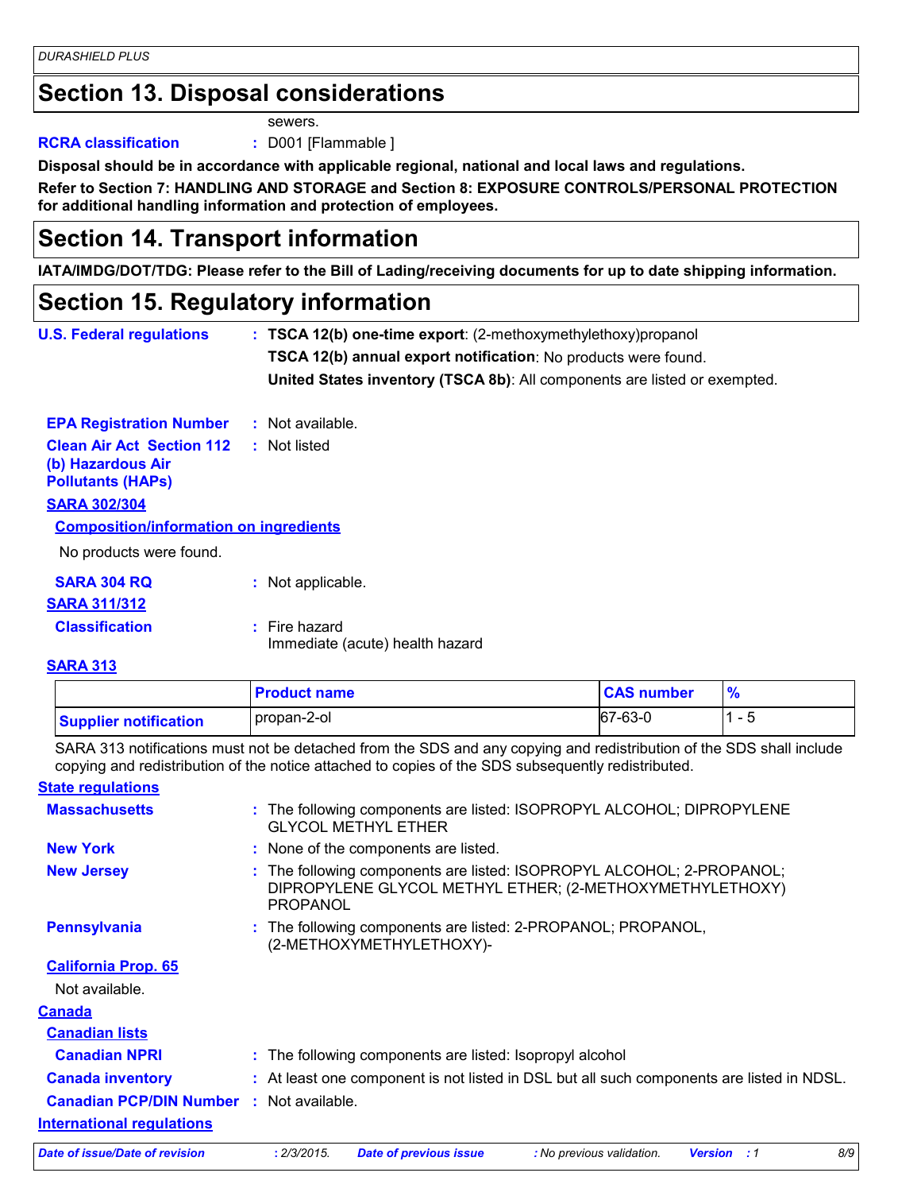## Section 13. Disposal considerations

sewers.

**RCRA classification** : D001 [Flammable ]

**Disposal should be in accordance with applicable regional, national and local laws and regulations.**

**Refer to Section 7: HANDLING AND STORAGE and Section 8: EXPOSURE CONTROLS/PERSONAL PROTECTION for additional handling information and protection of employees.**

## Section 14. Transport information

**IATA/IMDG/DOT/TDG: Please refer to the Bill of Lading/receiving documents for up to date shipping information.**

## Section 15. Regulatory information

**U.S. Federal regulations** : **TSCA 12(b) one-time export**: (2-methoxymethylethoxy)propanol
**TSCA 12(b) annual export notification**: No products were found.
**United States inventory (TSCA 8b)**: All components are listed or exempted.

**EPA Registration Number** : Not available.

**Clean Air Act Section 112 (b) Hazardous Air Pollutants (HAPs)** : Not listed

**SARA 302/304**

**Composition/information on ingredients**

No products were found.

**SARA 304 RQ** : Not applicable.

**SARA 311/312**

**Classification** : Fire hazard
Immediate (acute) health hazard

**SARA 313**

| | Product name | CAS number | % |
|---|---|---|---|
| **Supplier notification** | propan-2-ol | 67-63-0 | 1 - 5 |

SARA 313 notifications must not be detached from the SDS and any copying and redistribution of the SDS shall include copying and redistribution of the notice attached to copies of the SDS subsequently redistributed.

**State regulations**

**Massachusetts** : The following components are listed: ISOPROPYL ALCOHOL; DIPROPYLENE GLYCOL METHYL ETHER

**New York** : None of the components are listed.

**New Jersey** : The following components are listed: ISOPROPYL ALCOHOL; 2-PROPANOL; DIPROPYLENE GLYCOL METHYL ETHER; (2-METHOXYMETHYLETHOXY) PROPANOL

**Pennsylvania** : The following components are listed: 2-PROPANOL; PROPANOL, (2-METHOXYMETHYLETHOXY)-

**California Prop. 65**

Not available.

**Canada**

**Canadian lists**

**Canadian NPRI** : The following components are listed: Isopropyl alcohol

**Canada inventory** : At least one component is not listed in DSL but all such components are listed in NDSL.

**Canadian PCP/DIN Number** : Not available.

**International regulations**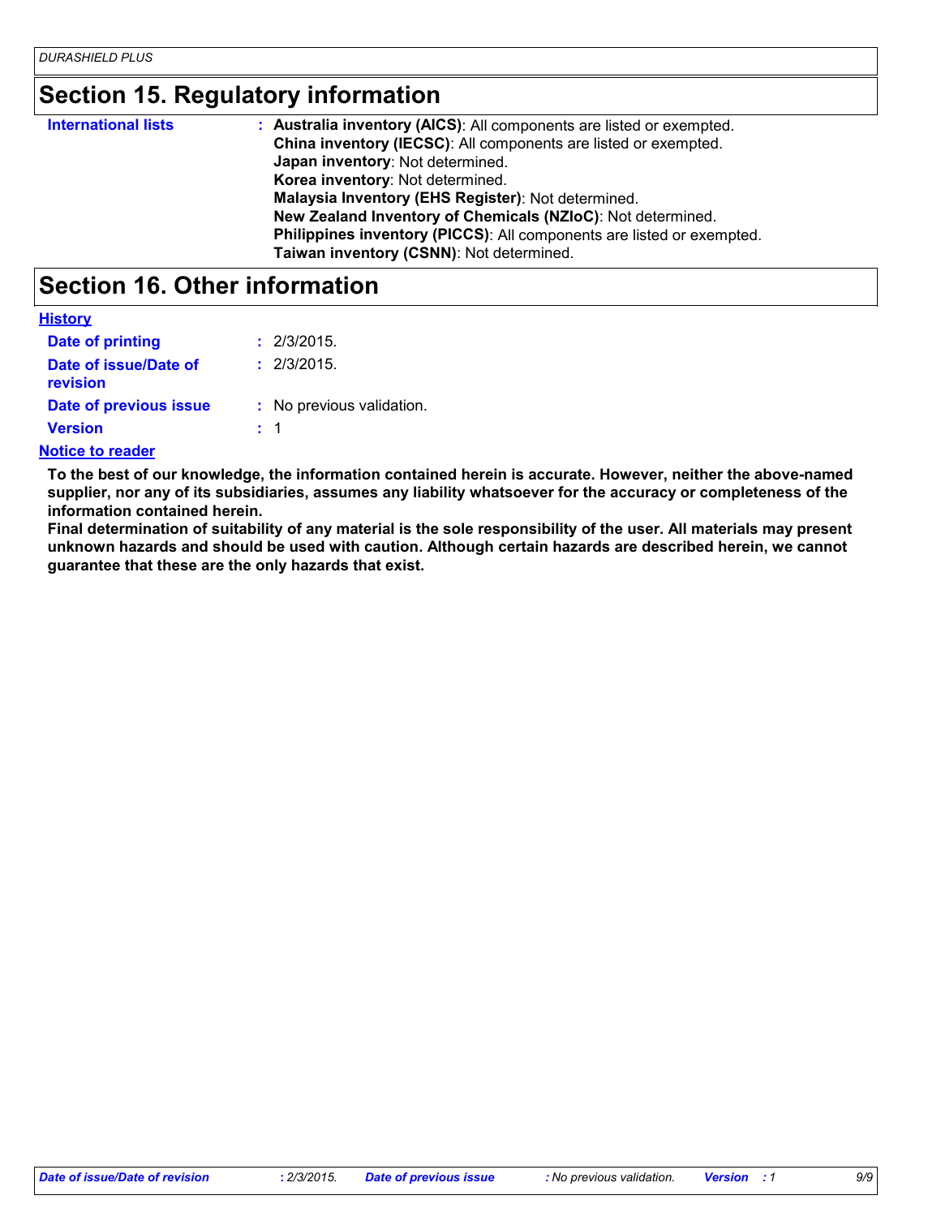## Section 15. Regulatory information

**International lists** : **Australia inventory (AICS)**: All components are listed or exempted.
**China inventory (IECSC)**: All components are listed or exempted.
**Japan inventory**: Not determined.
**Korea inventory**: Not determined.
**Malaysia Inventory (EHS Register)**: Not determined.
**New Zealand Inventory of Chemicals (NZIoC)**: Not determined.
**Philippines inventory (PICCS)**: All components are listed or exempted.
**Taiwan inventory (CSNN)**: Not determined.

## Section 16. Other information

**History**

**Date of printing** : 2/3/2015.

**Date of issue/Date of revision** : 2/3/2015.

**Date of previous issue** : No previous validation.

**Version** : 1

**Notice to reader**

**To the best of our knowledge, the information contained herein is accurate. However, neither the above-named supplier, nor any of its subsidiaries, assumes any liability whatsoever for the accuracy or completeness of the information contained herein.**
**Final determination of suitability of any material is the sole responsibility of the user. All materials may present unknown hazards and should be used with caution. Although certain hazards are described herein, we cannot guarantee that these are the only hazards that exist.**